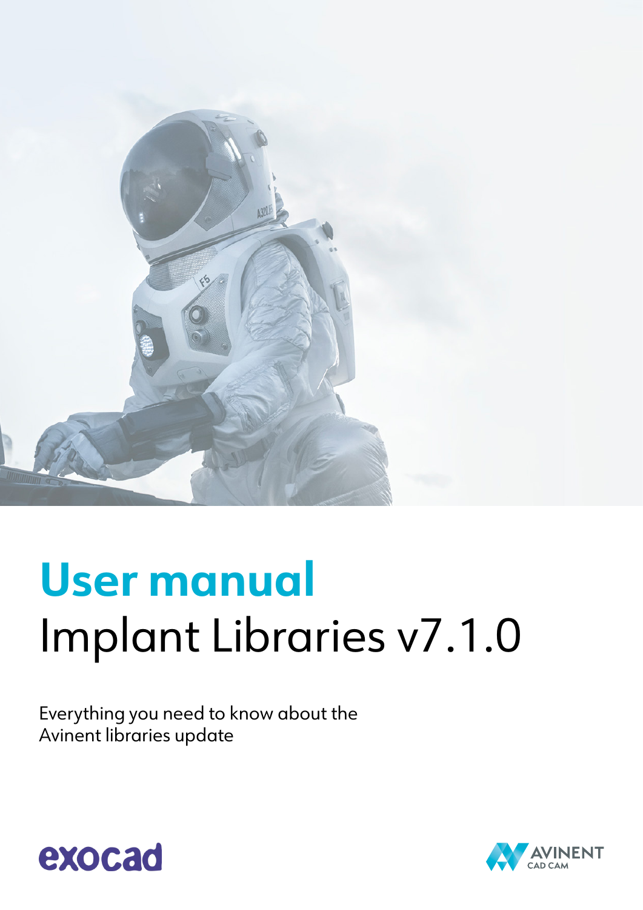# User manual

Implant Libraries v7.1.0

Everything you need to know about the Avinent libraries update

exocad

AVINENT CAD CAM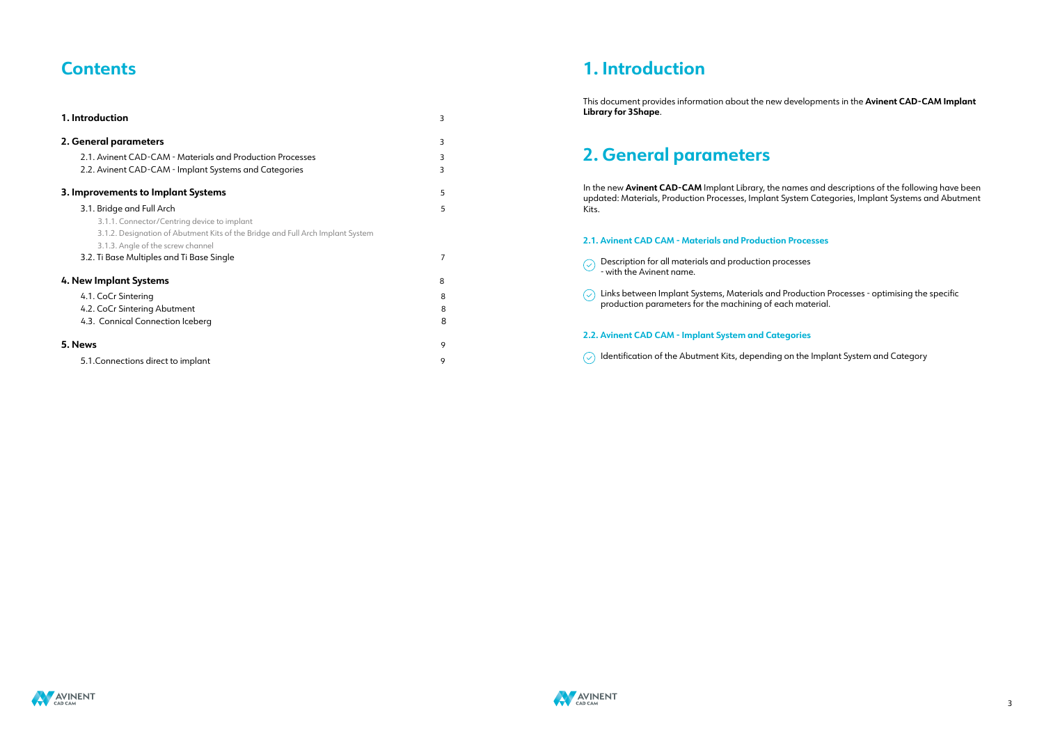# Contents

| | |
|---|---|
| **1. Introduction** | 3 |
| **2. General parameters** | 3 |
| 2.1. Avinent CAD-CAM - Materials and Production Processes | 3 |
| 2.2. Avinent CAD-CAM - Implant Systems and Categories | 3 |
| **3. Improvements to Implant Systems** | 5 |
| 3.1. Bridge and Full Arch | 5 |
| 3.1.1. Connector/Centring device to implant | |
| 3.1.2. Designation of Abutment Kits of the Bridge and Full Arch Implant System | |
| 3.1.3. Angle of the screw channel | |
| 3.2. Ti Base Multiples and Ti Base Single | 7 |
| **4. New Implant Systems** | 8 |
| 4.1. CoCr Sintering | 8 |
| 4.2. CoCr Sintering Abutment | 8 |
| 4.3. Conical Connection Iceberg | 8 |
| **5. News** | 9 |
| 5.1.Connections direct to implant | 9 |

# 1. Introduction

This document provides information about the new developments in the **Avinent CAD-CAM Implant Library for 3Shape**.

# 2. General parameters

In the new **Avinent CAD-CAM** Implant Library, the names and descriptions of the following have been updated: Materials, Production Processes, Implant System Categories, Implant Systems and Abutment Kits.

### 2.1. Avinent CAD CAM - Materials and Production Processes

- Description for all materials and production processes - with the Avinent name.
- Links between Implant Systems, Materials and Production Processes - optimising the specific production parameters for the machining of each material.

### 2.2. Avinent CAD CAM - Implant System and Categories

- Identification of the Abutment Kits, depending on the Implant System and Category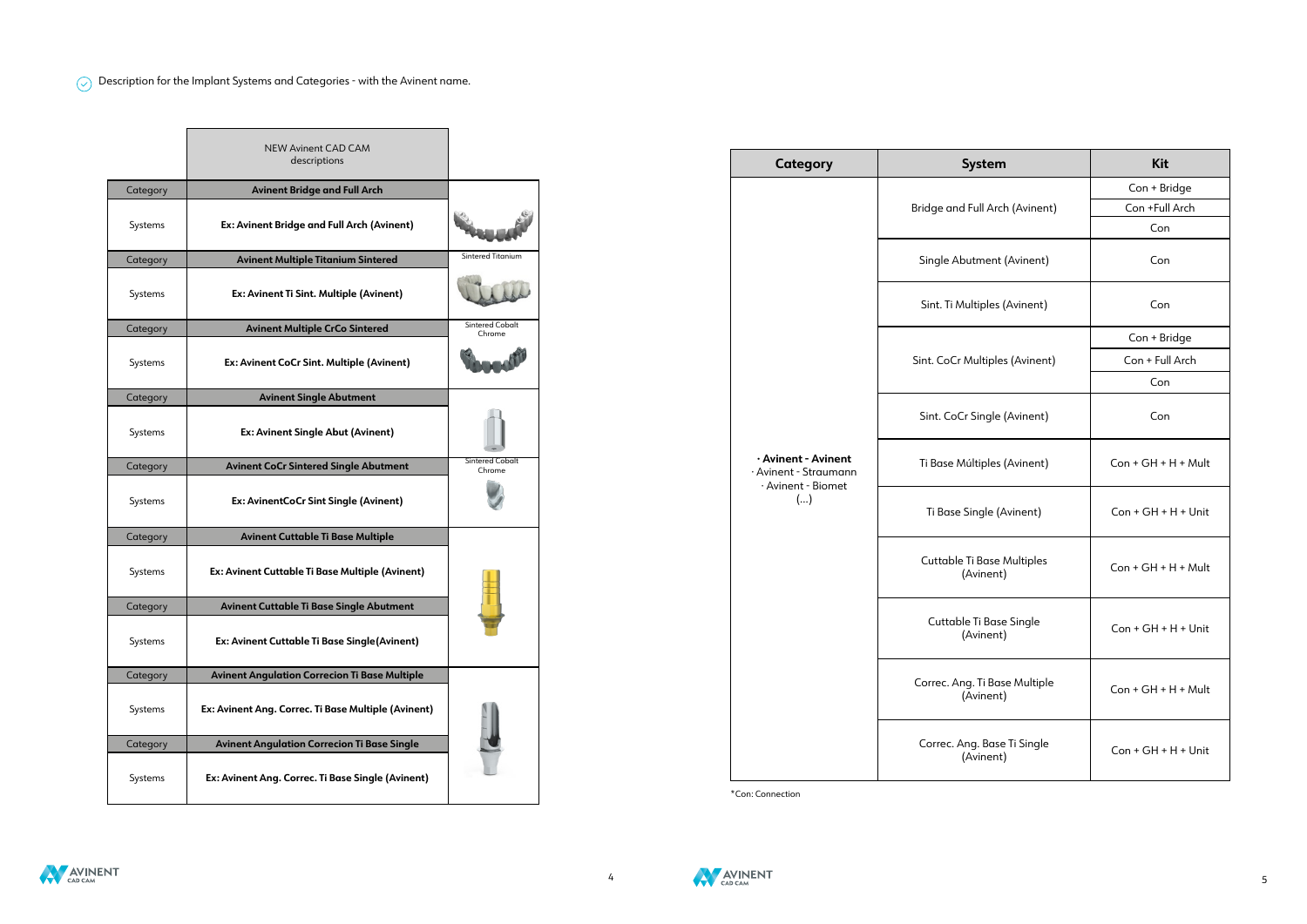Description for the Implant Systems and Categories - with the Avinent name.

| | NEW Avinent CAD CAM descriptions | |
|---|---|---|
| Category | **Avinent Bridge and Full Arch** | |
| Systems | **Ex: Avinent Bridge and Full Arch (Avinent)** | |
| Category | **Avinent Multiple Titanium Sintered** | Sintered Titanium |
| Systems | **Ex: Avinent Ti Sint. Multiple (Avinent)** | |
| Category | **Avinent Multiple CrCo Sintered** | Sintered Cobalt Chrome |
| Systems | **Ex: Avinent CoCr Sint. Multiple (Avinent)** | |
| Category | **Avinent Single Abutment** | |
| Systems | **Ex: Avinent Single Abut (Avinent)** | |
| Category | **Avinent CoCr Sintered Single Abutment** | Sintered Cobalt Chrome |
| Systems | **Ex: AvinentCoCr Sint Single (Avinent)** | |
| Category | **Avinent Cuttable Ti Base Multiple** | |
| Systems | **Ex: Avinent Cuttable Ti Base Multiple (Avinent)** | |
| Category | **Avinent Cuttable Ti Base Single Abutment** | |
| Systems | **Ex: Avinent Cuttable Ti Base Single(Avinent)** | |
| Category | **Avinent Angulation Correcion Ti Base Multiple** | |
| Systems | **Ex: Avinent Ang. Correc. Ti Base Multiple (Avinent)** | |
| Category | **Avinent Angulation Correcion Ti Base Single** | |
| Systems | **Ex: Avinent Ang. Correc. Ti Base Single (Avinent)** | |

| Category | System | Kit |
|---|---|---|
| · **Avinent - Avinent**<br>· Avinent - Straumann<br>· Avinent - Biomet<br>(...) | Bridge and Full Arch (Avinent) | Con + Bridge |
| | | Con +Full Arch |
| | | Con |
| | Single Abutment (Avinent) | Con |
| | Sint. Ti Multiples (Avinent) | Con |
| | Sint. CoCr Multiples (Avinent) | Con + Bridge |
| | | Con + Full Arch |
| | | Con |
| | Sint. CoCr Single (Avinent) | Con |
| | Ti Base Múltiples (Avinent) | Con + GH + H + Mult |
| | Ti Base Single (Avinent) | Con + GH + H + Unit |
| | Cuttable Ti Base Multiples (Avinent) | Con + GH + H + Mult |
| | Cuttable Ti Base Single (Avinent) | Con + GH + H + Unit |
| | Correc. Ang. Ti Base Multiple (Avinent) | Con + GH + H + Mult |
| | Correc. Ang. Base Ti Single (Avinent) | Con + GH + H + Unit |

*Con: Connection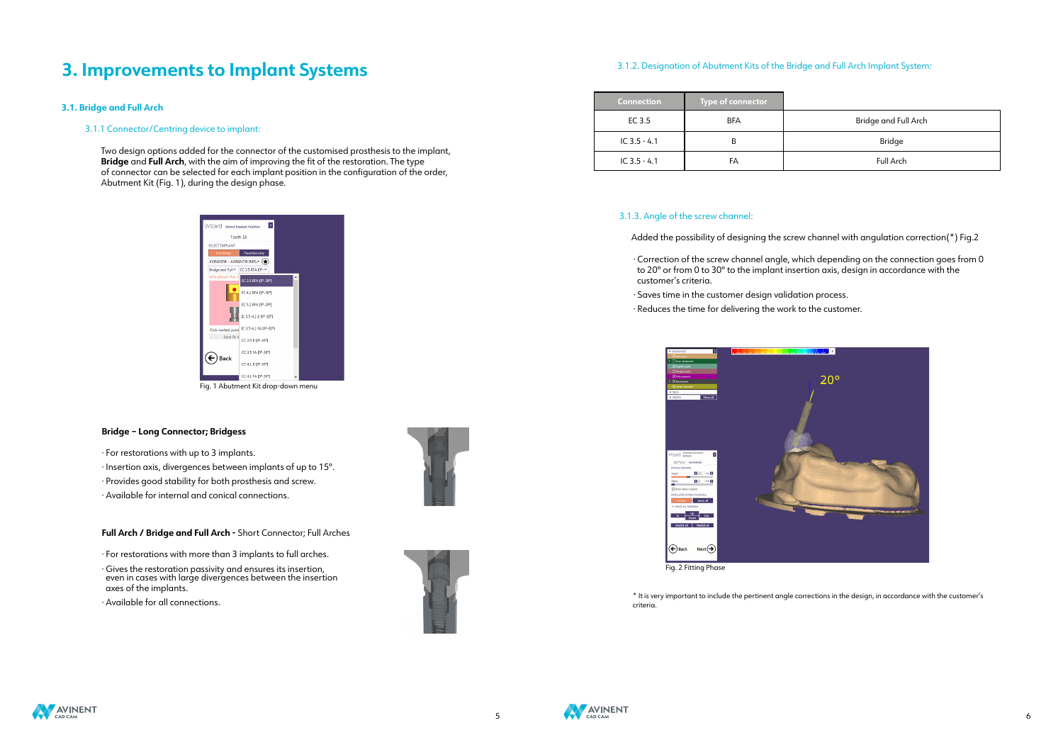# 3. Improvements to Implant Systems

## 3.1. Bridge and Full Arch

### 3.1.1 Connector/Centring device to implant:

Two design options added for the connector of the customised prosthesis to the implant, **Bridge** and **Full Arch**, with the aim of improving the fit of the restoration. The type of connector can be selected for each implant position in the configuration of the order, Abutment Kit (Fig. 1), during the design phase.

Fig. 1 Abutment Kit drop-down menu

**Bridge – Long Connector; Bridgess**

- For restorations with up to 3 implants.
- Insertion axis, divergences between implants of up to 15°.
- Provides good stability for both prosthesis and screw.
- Available for internal and conical connections.

**Full Arch / Bridge and Full Arch -** Short Connector; Full Arches

- For restorations with more than 3 implants to full arches.
- Gives the restoration passivity and ensures its insertion, even in cases with large divergences between the insertion axes of the implants.
- Available for all connections.

### 3.1.2. Designation of Abutment Kits of the Bridge and Full Arch Implant System:

| Connection | Type of connector | |
|---|---|---|
| EC 3.5 | BFA | Bridge and Full Arch |
| IC 3.5 - 4.1 | B | Bridge |
| IC 3.5 - 4.1 | FA | Full Arch |

### 3.1.3. Angle of the screw channel:

Added the possibility of designing the screw channel with angulation correction(*) Fig.2

- Correction of the screw channel angle, which depending on the connection goes from 0 to 20° or from 0 to 30° to the implant insertion axis, design in accordance with the customer's criteria.
- Saves time in the customer design validation process.
- Reduces the time for delivering the work to the customer.

Fig. 2 Fitting Phase

* It is very important to include the pertinent angle corrections in the design, in accordance with the customer's criteria.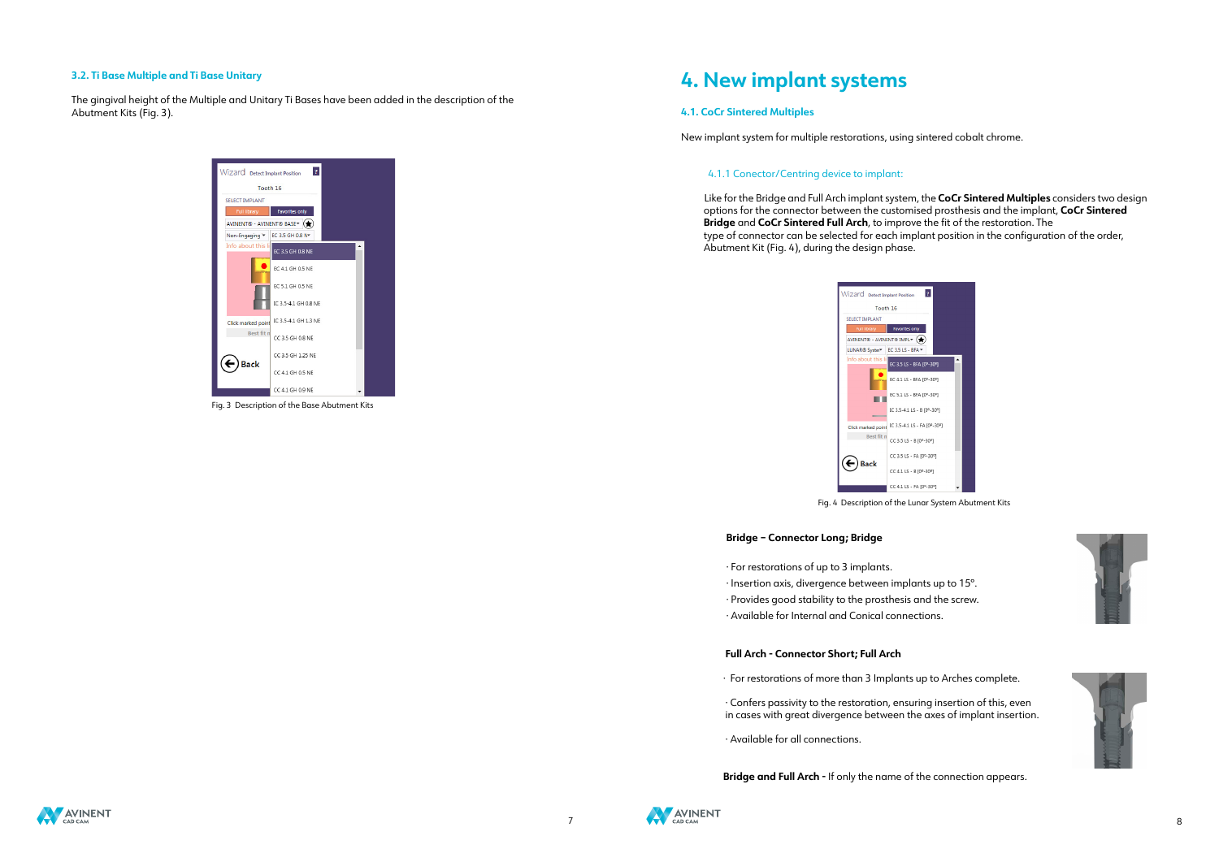### 3.2. Ti Base Multiple and Ti Base Unitary

The gingival height of the Multiple and Unitary Ti Bases have been added in the description of the Abutment Kits (Fig. 3).

Fig. 3 Description of the Base Abutment Kits

# 4. New implant systems

## 4.1. CoCr Sintered Multiples

New implant system for multiple restorations, using sintered cobalt chrome.

### 4.1.1 Conector/Centring device to implant:

Like for the Bridge and Full Arch implant system, the **CoCr Sintered Multiples** considers two design options for the connector between the customised prosthesis and the implant, **CoCr Sintered Bridge** and **CoCr Sintered Full Arch**, to improve the fit of the restoration. The type of connector can be selected for each implant position in the configuration of the order, Abutment Kit (Fig. 4), during the design phase.

Fig. 4 Description of the Lunar System Abutment Kits

**Bridge – Connector Long; Bridge**

· For restorations of up to 3 implants.
· Insertion axis, divergence between implants up to 15°.
· Provides good stability to the prosthesis and the screw.
· Available for Internal and Conical connections.

**Full Arch - Connector Short; Full Arch**

· For restorations of more than 3 Implants up to Arches complete.

· Confers passivity to the restoration, ensuring insertion of this, even in cases with great divergence between the axes of implant insertion.

· Available for all connections.

**Bridge and Full Arch -** If only the name of the connection appears.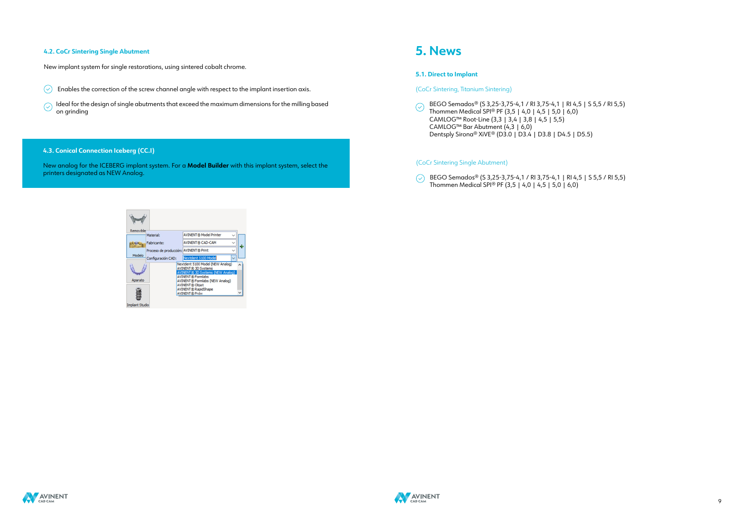### 4.2. CoCr Sintering Single Abutment

New implant system for single restorations, using sintered cobalt chrome.

- Enables the correction of the screw channel angle with respect to the implant insertion axis.
- Ideal for the design of single abutments that exceed the maximum dimensions for the milling based on grinding

### 4.3. Conical Connection Iceberg (CC.I)

New analog for the ICEBERG implant system. For a **Model Builder** with this implant system, select the printers designated as NEW Analog.

Removible
Modelo
Aparato
Implant Studio
Material: AVINENT® Model Printer
Fabricante: AVINENT® CAD-CAM
Proceso de producción: AVINENT® Print
Configuración CAD: Nextdent 5100 Model
Nextdent 5100 Model (NEW Analog)
AVINENT® 3D Systems
AVINENT® 3D Systems (NEW Analog)
AVINENT® Formlabs
AVINENT® Formlabs (NEW Analog)
AVINENT® Objet
AVINENT® RapidShape
AVINENT® Prdw

# 5. News

### 5.1. Direct to Implant

(CoCr Sintering, Titanium Sintering)

- BEGO Semados® (S 3,25-3,75-4,1 / RI 3,75-4,1 | RI 4,5 | S 5,5 / RI 5,5)
  Thommen Medical SPI® PF (3,5 | 4,0 | 4,5 | 5,0 | 6,0)
  CAMLOG™ Root-Line (3,3 | 3,4 | 3,8 | 4,5 | 5,5)
  CAMLOG™ Bar Abutment (4,3 | 6,0)
  Dentsply Sirona® XiVE® (D3.0 | D3.4 | D3.8 | D4.5 | D5.5)

(CoCr Sintering Single Abutment)

- BEGO Semados® (S 3,25-3,75-4,1 / RI 3,75-4,1 | RI 4,5 | S 5,5 / RI 5,5)
  Thommen Medical SPI® PF (3,5 | 4,0 | 4,5 | 5,0 | 6,0)